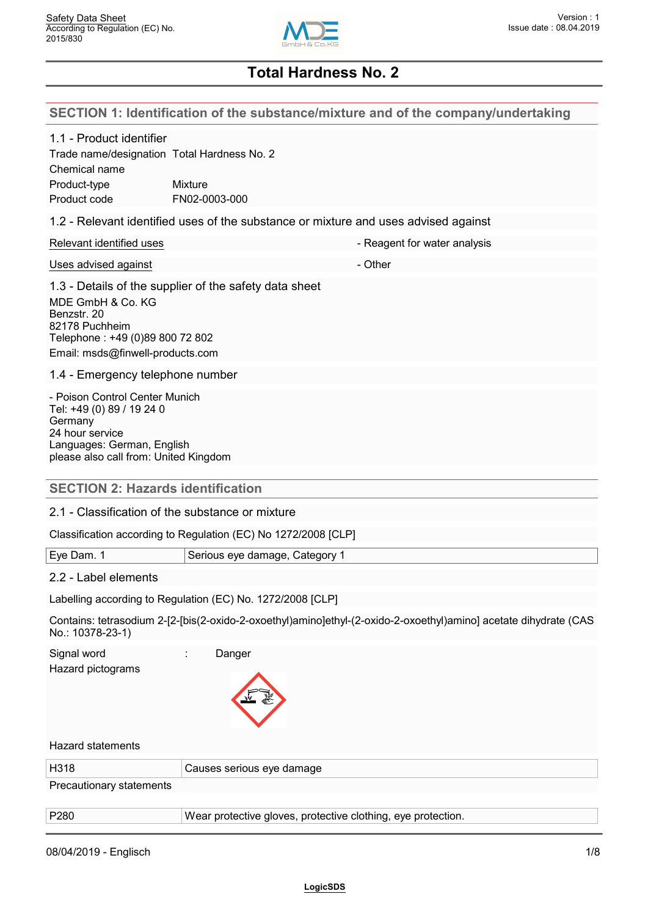# Total Hardness No. 2

## SECTION 1: Identification of the substance/mixture and of the company/undertaking

### 1.1 - Product identifier

| | |
|---|---|
| Trade name/designation | Total Hardness No. 2 |
| Chemical name | |
| Product-type | Mixture |
| Product code | FN02-0003-000 |

### 1.2 - Relevant identified uses of the substance or mixture and uses advised against

| | |
|---|---|
| Relevant identified uses | - Reagent for water analysis |
| Uses advised against | - Other |

### 1.3 - Details of the supplier of the safety data sheet

MDE GmbH & Co. KG
Benzstr. 20
82178 Puchheim
Telephone : +49 (0)89 800 72 802
Email: msds@finwell-products.com

### 1.4 - Emergency telephone number

- Poison Control Center Munich
Tel: +49 (0) 89 / 19 24 0
Germany
24 hour service
Languages: German, English
please also call from: United Kingdom

## SECTION 2: Hazards identification

### 2.1 - Classification of the substance or mixture

Classification according to Regulation (EC) No 1272/2008 [CLP]

| | |
|---|---|
| Eye Dam. 1 | Serious eye damage, Category 1 |

### 2.2 - Label elements

Labelling according to Regulation (EC) No. 1272/2008 [CLP]

Contains: tetrasodium 2-[2-[bis(2-oxido-2-oxoethyl)amino]ethyl-(2-oxido-2-oxoethyl)amino] acetate dihydrate (CAS No.: 10378-23-1)

Signal word : Danger

Hazard pictograms

Hazard statements

| | |
|---|---|
| H318 | Causes serious eye damage |

Precautionary statements

| | |
|---|---|
| P280 | Wear protective gloves, protective clothing, eye protection. |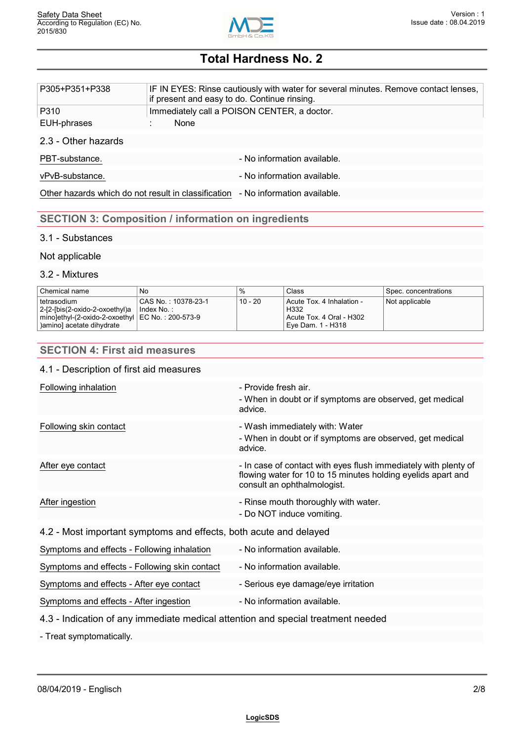| | |
|---|---|
| P305+P351+P338 | IF IN EYES: Rinse cautiously with water for several minutes. Remove contact lenses, if present and easy to do. Continue rinsing. |
| P310 | Immediately call a POISON CENTER, a doctor. |
| EUH-phrases | : None |

### 2.3 - Other hazards

| | |
|---|---|
| PBT-substance. | - No information available. |
| vPvB-substance. | - No information available. |
| Other hazards which do not result in classification | - No information available. |

## SECTION 3: Composition / information on ingredients

### 3.1 - Substances

Not applicable

### 3.2 - Mixtures

| Chemical name | No | % | Class | Spec. concentrations |
|---|---|---|---|---|
| tetrasodium 2-[2-[bis(2-oxido-2-oxoethyl)amino]ethyl-(2-oxido-2-oxoethyl)amino] acetate dihydrate | CAS No. : 10378-23-1<br>Index No. :<br>EC No. : 200-573-9 | 10 - 20 | Acute Tox. 4 Inhalation - H332<br>Acute Tox. 4 Oral - H302<br>Eye Dam. 1 - H318 | Not applicable |

## SECTION 4: First aid measures

### 4.1 - Description of first aid measures

| | |
|---|---|
| Following inhalation | - Provide fresh air.<br>- When in doubt or if symptoms are observed, get medical advice. |
| Following skin contact | - Wash immediately with: Water<br>- When in doubt or if symptoms are observed, get medical advice. |
| After eye contact | - In case of contact with eyes flush immediately with plenty of flowing water for 10 to 15 minutes holding eyelids apart and consult an ophthalmologist. |
| After ingestion | - Rinse mouth thoroughly with water.<br>- Do NOT induce vomiting. |

### 4.2 - Most important symptoms and effects, both acute and delayed

| | |
|---|---|
| Symptoms and effects - Following inhalation | - No information available. |
| Symptoms and effects - Following skin contact | - No information available. |
| Symptoms and effects - After eye contact | - Serious eye damage/eye irritation |
| Symptoms and effects - After ingestion | - No information available. |

### 4.3 - Indication of any immediate medical attention and special treatment needed

- Treat symptomatically.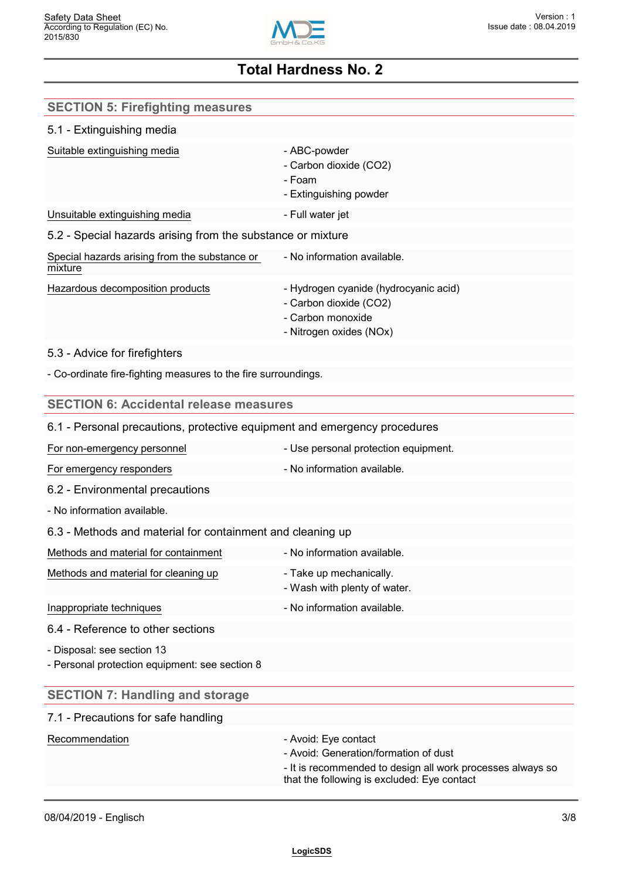## SECTION 5: Firefighting measures

### 5.1 - Extinguishing media

| | |
|---|---|
| Suitable extinguishing media | - ABC-powder<br>- Carbon dioxide ($CO_2$)<br>- Foam<br>- Extinguishing powder |
| Unsuitable extinguishing media | - Full water jet |

### 5.2 - Special hazards arising from the substance or mixture

| | |
|---|---|
| Special hazards arising from the substance or mixture | - No information available. |
| Hazardous decomposition products | - Hydrogen cyanide (hydrocyanic acid)<br>- Carbon dioxide ($CO_2$)<br>- Carbon monoxide<br>- Nitrogen oxides ($NO_x$) |

### 5.3 - Advice for firefighters

- Co-ordinate fire-fighting measures to the fire surroundings.

## SECTION 6: Accidental release measures

### 6.1 - Personal precautions, protective equipment and emergency procedures

| | |
|---|---|
| For non-emergency personnel | - Use personal protection equipment. |
| For emergency responders | - No information available. |

### 6.2 - Environmental precautions

- No information available.

### 6.3 - Methods and material for containment and cleaning up

| | |
|---|---|
| Methods and material for containment | - No information available. |
| Methods and material for cleaning up | - Take up mechanically.<br>- Wash with plenty of water. |
| Inappropriate techniques | - No information available. |

### 6.4 - Reference to other sections

- Disposal: see section 13
- Personal protection equipment: see section 8

## SECTION 7: Handling and storage

### 7.1 - Precautions for safe handling

| | |
|---|---|
| Recommendation | - Avoid: Eye contact<br>- Avoid: Generation/formation of dust<br>- It is recommended to design all work processes always so that the following is excluded: Eye contact |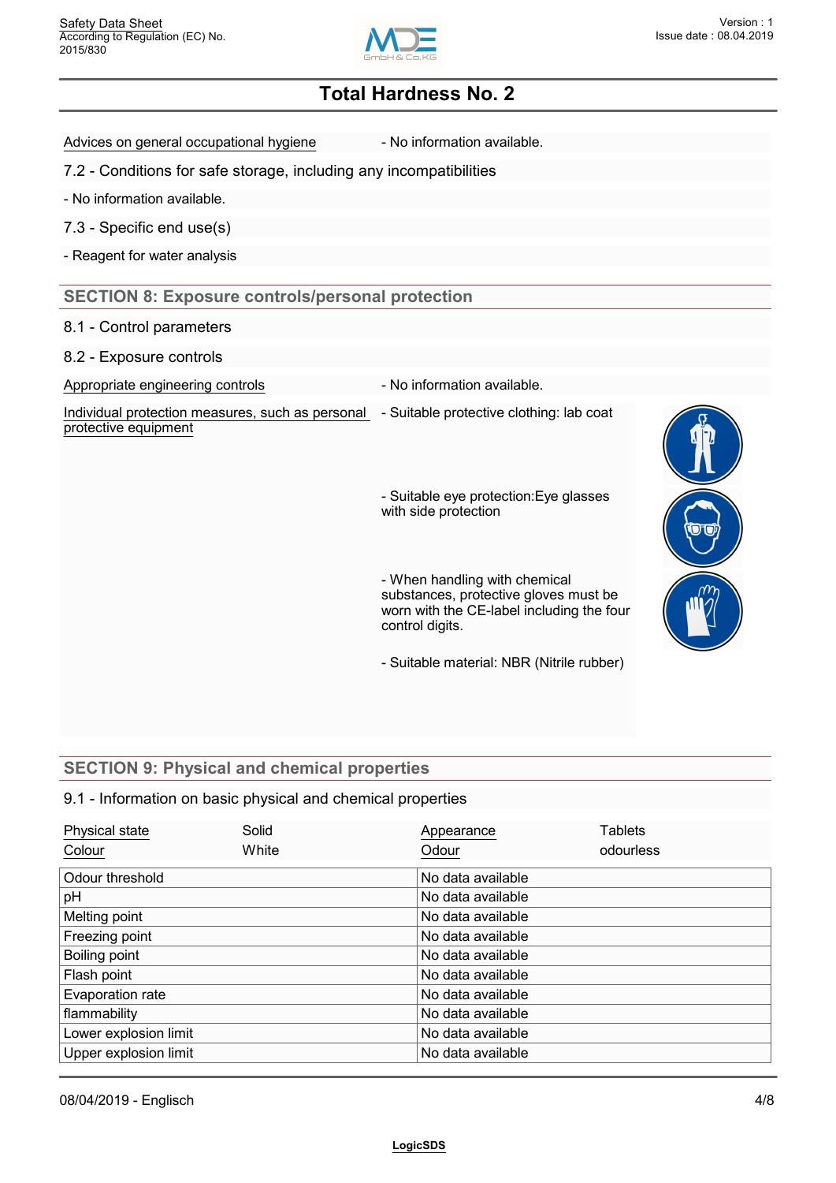Advices on general occupational hygiene - No information available.

### 7.2 - Conditions for safe storage, including any incompatibilities

- No information available.

### 7.3 - Specific end use(s)

- Reagent for water analysis

## SECTION 8: Exposure controls/personal protection

### 8.1 - Control parameters

### 8.2 - Exposure controls

Appropriate engineering controls - No information available.

Individual protection measures, such as personal protective equipment

- Suitable protective clothing: lab coat
- Suitable eye protection:Eye glasses with side protection
- When handling with chemical substances, protective gloves must be worn with the CE-label including the four control digits.
- Suitable material: NBR (Nitrile rubber)

## SECTION 9: Physical and chemical properties

### 9.1 - Information on basic physical and chemical properties

| Physical state | Solid | Appearance | Tablets |
|---|---|---|---|
| Colour | White | Odour | odourless |

| | |
|---|---|
| Odour threshold | No data available |
| pH | No data available |
| Melting point | No data available |
| Freezing point | No data available |
| Boiling point | No data available |
| Flash point | No data available |
| Evaporation rate | No data available |
| flammability | No data available |
| Lower explosion limit | No data available |
| Upper explosion limit | No data available |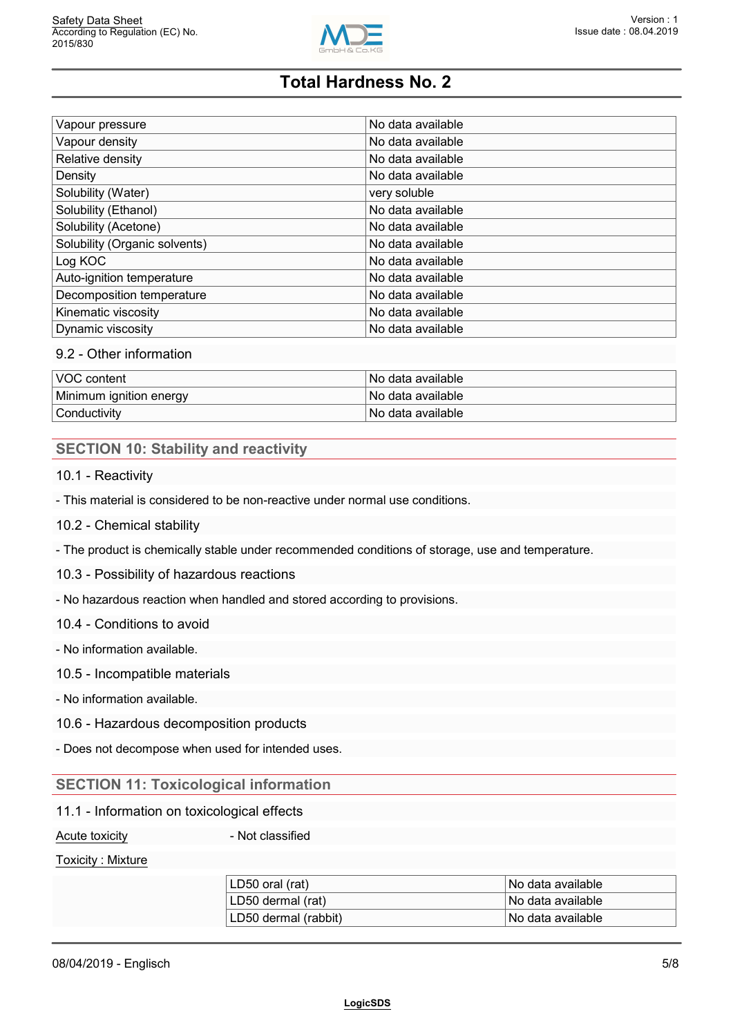| Vapour pressure | No data available |
|---|---|
| Vapour density | No data available |
| Relative density | No data available |
| Density | No data available |
| Solubility (Water) | very soluble |
| Solubility (Ethanol) | No data available |
| Solubility (Acetone) | No data available |
| Solubility (Organic solvents) | No data available |
| Log KOC | No data available |
| Auto-ignition temperature | No data available |
| Decomposition temperature | No data available |
| Kinematic viscosity | No data available |
| Dynamic viscosity | No data available |

### 9.2 - Other information

| VOC content | No data available |
|---|---|
| Minimum ignition energy | No data available |
| Conductivity | No data available |

## SECTION 10: Stability and reactivity

### 10.1 - Reactivity

- This material is considered to be non-reactive under normal use conditions.

### 10.2 - Chemical stability

- The product is chemically stable under recommended conditions of storage, use and temperature.

### 10.3 - Possibility of hazardous reactions

- No hazardous reaction when handled and stored according to provisions.

### 10.4 - Conditions to avoid

- No information available.

### 10.5 - Incompatible materials

- No information available.

### 10.6 - Hazardous decomposition products

- Does not decompose when used for intended uses.

## SECTION 11: Toxicological information

### 11.1 - Information on toxicological effects

Acute toxicity - Not classified

Toxicity : Mixture

| LD50 oral (rat) | No data available |
|---|---|
| LD50 dermal (rat) | No data available |
| LD50 dermal (rabbit) | No data available |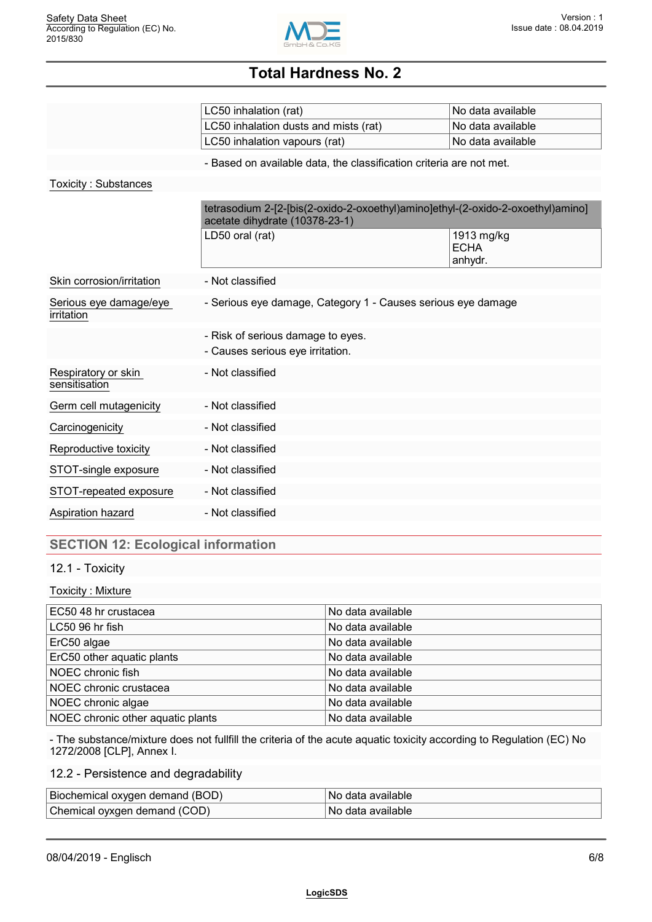| | |
|---|---|
| LC50 inhalation (rat) | No data available |
| LC50 inhalation dusts and mists (rat) | No data available |
| LC50 inhalation vapours (rat) | No data available |

- Based on available data, the classification criteria are not met.

Toxicity : Substances

| tetrasodium 2-[2-[bis(2-oxido-2-oxoethyl)amino]ethyl-(2-oxido-2-oxoethyl)amino] acetate dihydrate (10378-23-1) | |
|---|---|
| LD50 oral (rat) | 1913 mg/kg<br>ECHA<br>anhydr. |

Skin corrosion/irritation - Not classified

Serious eye damage/eye irritation - Serious eye damage, Category 1 - Causes serious eye damage

- Risk of serious damage to eyes.
- Causes serious eye irritation.

Respiratory or skin sensitisation - Not classified

Germ cell mutagenicity - Not classified

Carcinogenicity - Not classified

Reproductive toxicity - Not classified

STOT-single exposure - Not classified

STOT-repeated exposure - Not classified

Aspiration hazard - Not classified

## SECTION 12: Ecological information

### 12.1 - Toxicity

Toxicity : Mixture

| | |
|---|---|
| EC50 48 hr crustacea | No data available |
| LC50 96 hr fish | No data available |
| ErC50 algae | No data available |
| ErC50 other aquatic plants | No data available |
| NOEC chronic fish | No data available |
| NOEC chronic crustacea | No data available |
| NOEC chronic algae | No data available |
| NOEC chronic other aquatic plants | No data available |

- The substance/mixture does not fullfill the criteria of the acute aquatic toxicity according to Regulation (EC) No 1272/2008 [CLP], Annex I.

### 12.2 - Persistence and degradability

| | |
|---|---|
| Biochemical oxygen demand (BOD) | No data available |
| Chemical oyxgen demand (COD) | No data available |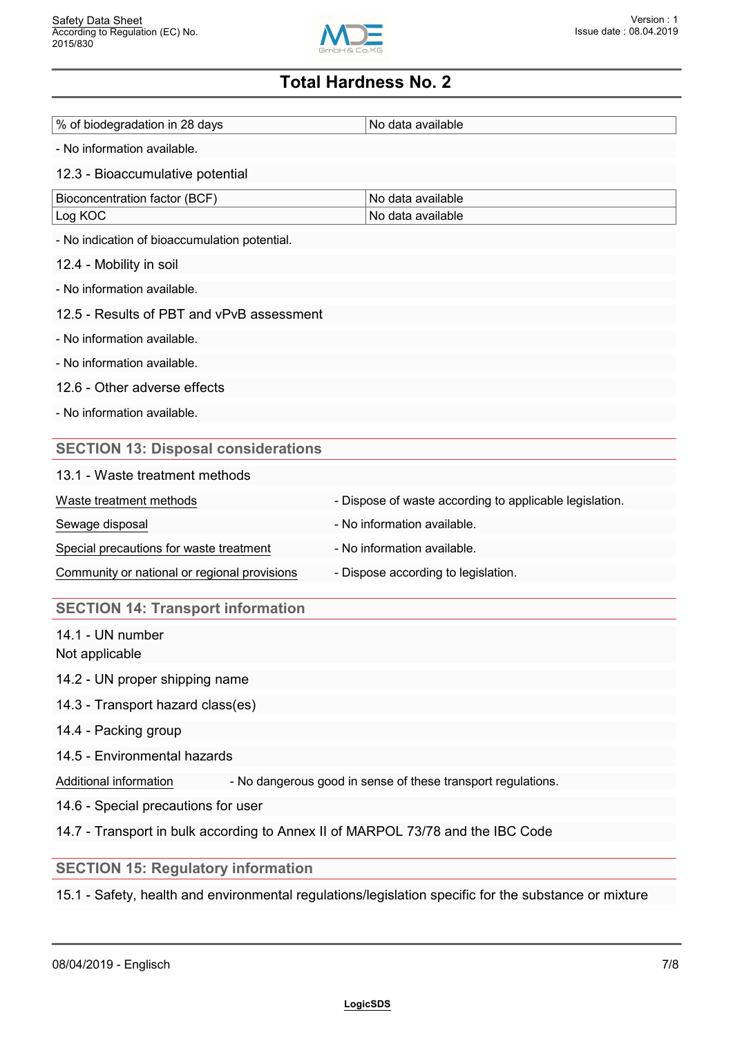## Total Hardness No. 2

| % of biodegradation in 28 days | No data available |
|---|---|

- No information available.

12.3 - Bioaccumulative potential

| Bioconcentration factor (BCF) | No data available |
|---|---|
| Log KOC | No data available |

- No indication of bioaccumulation potential.

12.4 - Mobility in soil

- No information available.

12.5 - Results of PBT and vPvB assessment

- No information available.

- No information available.

12.6 - Other adverse effects

- No information available.

## SECTION 13: Disposal considerations

13.1 - Waste treatment methods

| | |
|---|---|
| Waste treatment methods | - Dispose of waste according to applicable legislation. |
| Sewage disposal | - No information available. |
| Special precautions for waste treatment | - No information available. |
| Community or national or regional provisions | - Dispose according to legislation. |

## SECTION 14: Transport information

14.1 - UN number
Not applicable

14.2 - UN proper shipping name

14.3 - Transport hazard class(es)

14.4 - Packing group

14.5 - Environmental hazards

Additional information - No dangerous good in sense of these transport regulations.

14.6 - Special precautions for user

14.7 - Transport in bulk according to Annex II of MARPOL 73/78 and the IBC Code

## SECTION 15: Regulatory information

15.1 - Safety, health and environmental regulations/legislation specific for the substance or mixture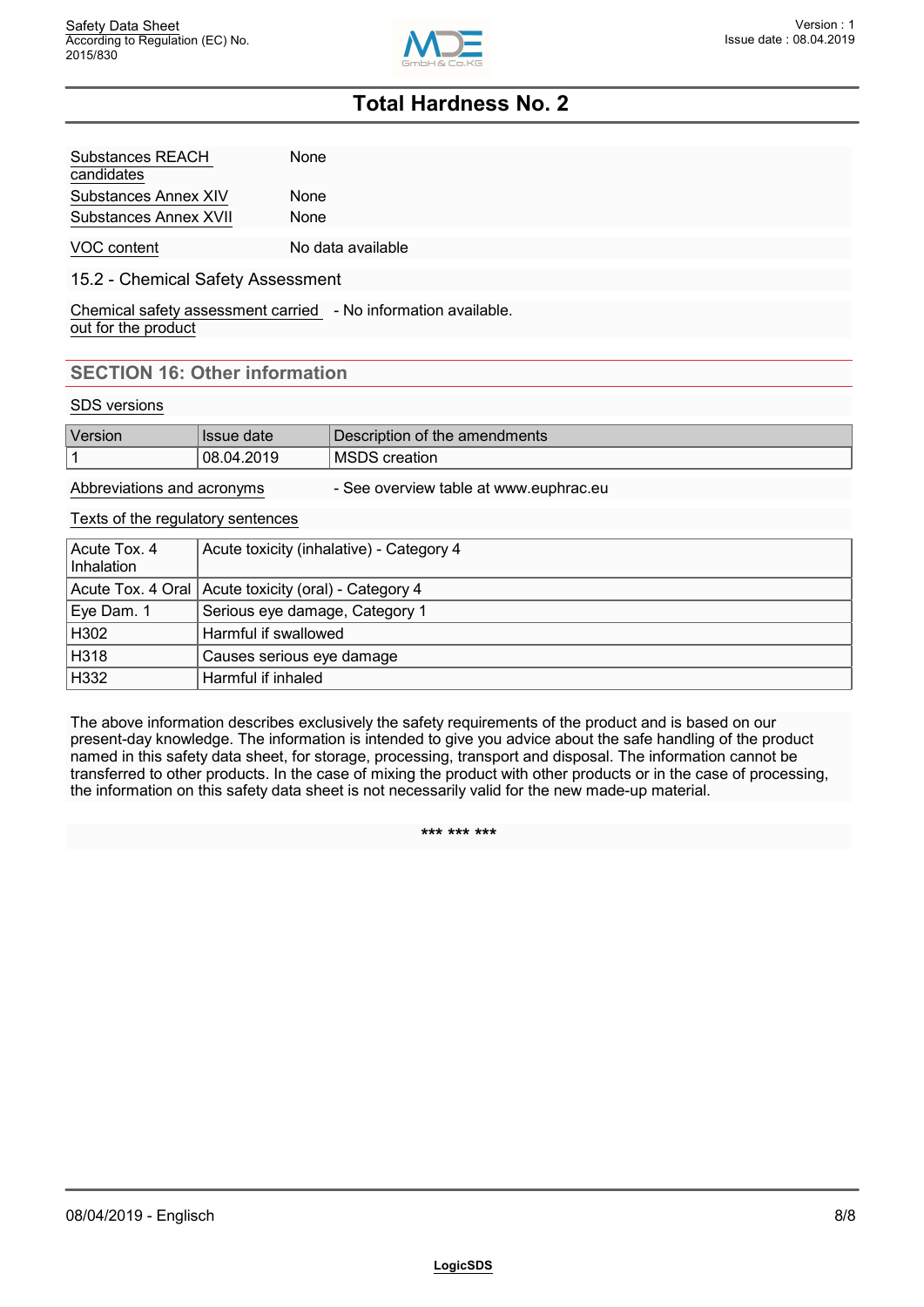| | |
|---|---|
| Substances REACH candidates | None |
| Substances Annex XIV | None |
| Substances Annex XVII | None |

| | |
|---|---|
| VOC content | No data available |

### 15.2 - Chemical Safety Assessment

| | |
|---|---|
| Chemical safety assessment carried out for the product | - No information available. |

## SECTION 16: Other information

SDS versions

| Version | Issue date | Description of the amendments |
|---|---|---|
| 1 | 08.04.2019 | MSDS creation |

| | |
|---|---|
| Abbreviations and acronyms | - See overview table at www.euphrac.eu |

Texts of the regulatory sentences

| | |
|---|---|
| Acute Tox. 4 Inhalation | Acute toxicity (inhalative) - Category 4 |
| Acute Tox. 4 Oral | Acute toxicity (oral) - Category 4 |
| Eye Dam. 1 | Serious eye damage, Category 1 |
| H302 | Harmful if swallowed |
| H318 | Causes serious eye damage |
| H332 | Harmful if inhaled |

The above information describes exclusively the safety requirements of the product and is based on our present-day knowledge. The information is intended to give you advice about the safe handling of the product named in this safety data sheet, for storage, processing, transport and disposal. The information cannot be transferred to other products. In the case of mixing the product with other products or in the case of processing, the information on this safety data sheet is not necessarily valid for the new made-up material.

*** *** ***